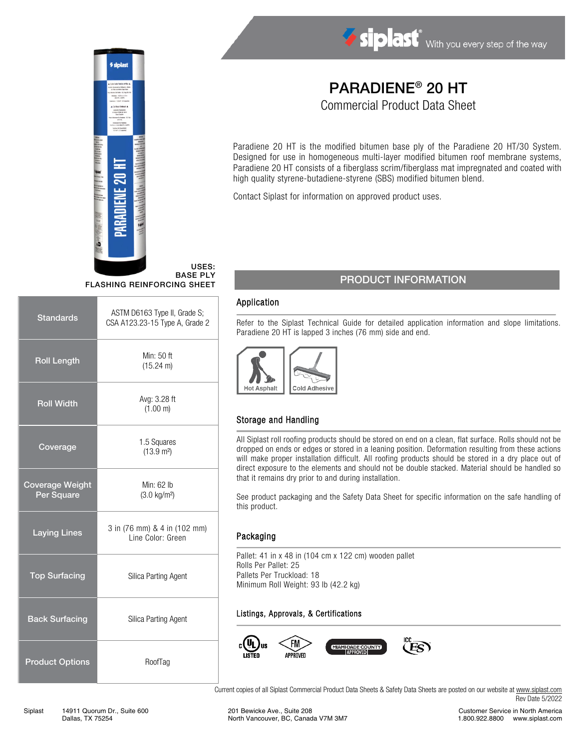siplast® With you every step of the way

# PARADIENE® 20 HT

## Commercial Product Data Sheet

Paradiene 20 HT is the modified bitumen base ply of the Paradiene 20 HT/30 System. Designed for use in homogeneous multi-layer modified bitumen roof membrane systems, Paradiene 20 HT consists of a fiberglass scrim/fiberglass mat impregnated and coated with high quality styrene-butadiene-styrene (SBS) modified bitumen blend.

Contact Siplast for information on approved product uses.

**USES:**
**BASE PLY**
**FLASHING REINFORCING SHEET**

| | |
|---|---|
| **Standards** | ASTM D6163 Type II, Grade S; CSA A123.23-15 Type A, Grade 2 |
| **Roll Length** | Min: 50 ft (15.24 m) |
| **Roll Width** | Avg: 3.28 ft (1.00 m) |
| **Coverage** | 1.5 Squares (13.9 m²) |
| **Coverage Weight Per Square** | Min: 62 lb (3.0 kg/m²) |
| **Laying Lines** | 3 in (76 mm) & 4 in (102 mm) Line Color: Green |
| **Top Surfacing** | Silica Parting Agent |
| **Back Surfacing** | Silica Parting Agent |
| **Product Options** | RoofTag |

## PRODUCT INFORMATION

### Application

Refer to the Siplast Technical Guide for detailed application information and slope limitations. Paradiene 20 HT is lapped 3 inches (76 mm) side and end.

Hot Asphalt | Cold Adhesive

### Storage and Handling

All Siplast roll roofing products should be stored on end on a clean, flat surface. Rolls should not be dropped on ends or edges or stored in a leaning position. Deformation resulting from these actions will make proper installation difficult. All roofing products should be stored in a dry place out of direct exposure to the elements and should not be double stacked. Material should be handled so that it remains dry prior to and during installation.

See product packaging and the Safety Data Sheet for specific information on the safe handling of this product.

### Packaging

Pallet: 41 in x 48 in (104 cm x 122 cm) wooden pallet
Rolls Per Pallet: 25
Pallets Per Truckload: 18
Minimum Roll Weight: 93 lb (42.2 kg)

### Listings, Approvals, & Certifications

c UL us LISTED | FM APPROVED | MIAMI-DADE COUNTY APPROVED | ICC ES

Current copies of all Siplast Commercial Product Data Sheets & Safety Data Sheets are posted on our website at www.siplast.com
Rev Date 5/2022

Siplast 14911 Quorum Dr., Suite 600 Dallas, TX 75254 | 201 Bewicke Ave., Suite 208 North Vancouver, BC, Canada V7M 3M7 | Customer Service in North America 1.800.922.8800 www.siplast.com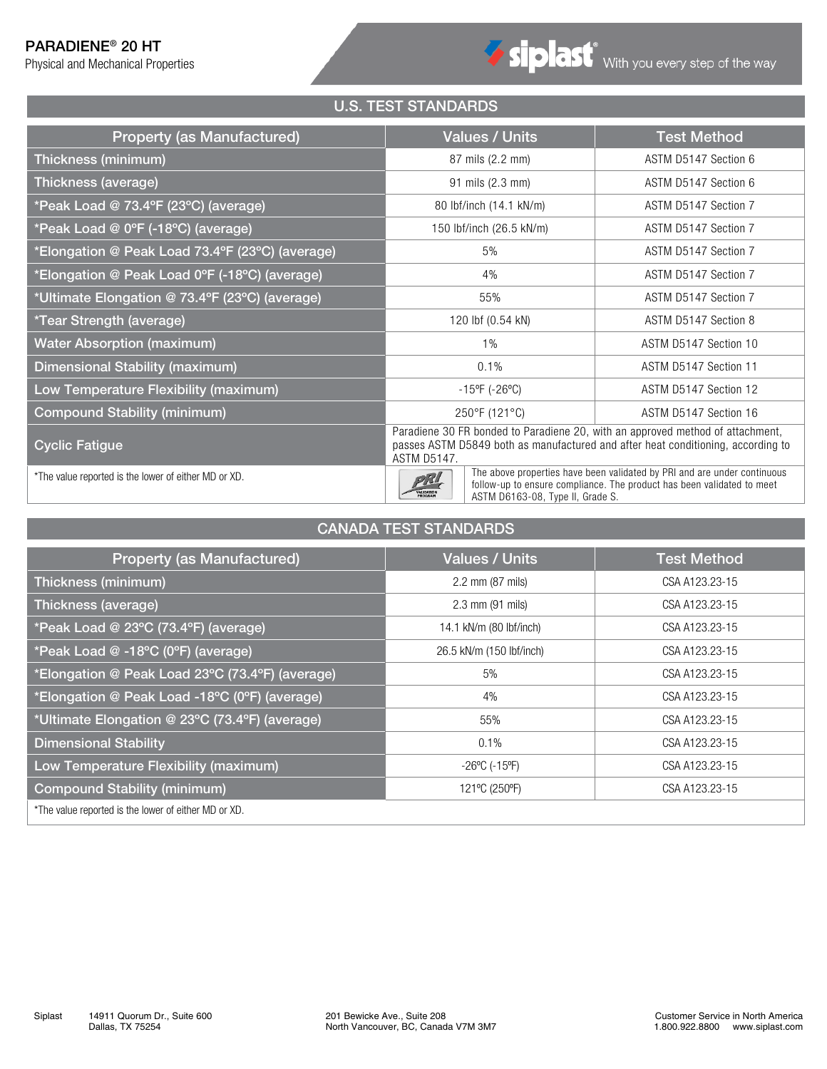# PARADIENE® 20 HT

Physical and Mechanical Properties

## U.S. TEST STANDARDS

| Property (as Manufactured) | Values / Units | Test Method |
|---|---|---|
| Thickness (minimum) | 87 mils (2.2 mm) | ASTM D5147 Section 6 |
| Thickness (average) | 91 mils (2.3 mm) | ASTM D5147 Section 6 |
| *Peak Load @ 73.4ºF (23ºC) (average) | 80 lbf/inch (14.1 kN/m) | ASTM D5147 Section 7 |
| *Peak Load @ 0ºF (-18ºC) (average) | 150 lbf/inch (26.5 kN/m) | ASTM D5147 Section 7 |
| *Elongation @ Peak Load 73.4ºF (23ºC) (average) | 5% | ASTM D5147 Section 7 |
| *Elongation @ Peak Load 0ºF (-18ºC) (average) | 4% | ASTM D5147 Section 7 |
| *Ultimate Elongation @ 73.4ºF (23ºC) (average) | 55% | ASTM D5147 Section 7 |
| *Tear Strength (average) | 120 lbf (0.54 kN) | ASTM D5147 Section 8 |
| Water Absorption (maximum) | 1% | ASTM D5147 Section 10 |
| Dimensional Stability (maximum) | 0.1% | ASTM D5147 Section 11 |
| Low Temperature Flexibility (maximum) | -15ºF (-26ºC) | ASTM D5147 Section 12 |
| Compound Stability (minimum) | 250°F (121°C) | ASTM D5147 Section 16 |
| Cyclic Fatigue | Paradiene 30 FR bonded to Paradiene 20, with an approved method of attachment, passes ASTM D5849 both as manufactured and after heat conditioning, according to ASTM D5147. | |

*The value reported is the lower of either MD or XD.

PRI VALIDATION PROGRAM — The above properties have been validated by PRI and are under continuous follow-up to ensure compliance. The product has been validated to meet ASTM D6163-08, Type II, Grade S.

## CANADA TEST STANDARDS

| Property (as Manufactured) | Values / Units | Test Method |
|---|---|---|
| Thickness (minimum) | 2.2 mm (87 mils) | CSA A123.23-15 |
| Thickness (average) | 2.3 mm (91 mils) | CSA A123.23-15 |
| *Peak Load @ 23ºC (73.4ºF) (average) | 14.1 kN/m (80 lbf/inch) | CSA A123.23-15 |
| *Peak Load @ -18ºC (0ºF) (average) | 26.5 kN/m (150 lbf/inch) | CSA A123.23-15 |
| *Elongation @ Peak Load 23ºC (73.4ºF) (average) | 5% | CSA A123.23-15 |
| *Elongation @ Peak Load -18ºC (0ºF) (average) | 4% | CSA A123.23-15 |
| *Ultimate Elongation @ 23ºC (73.4ºF) (average) | 55% | CSA A123.23-15 |
| Dimensional Stability | 0.1% | CSA A123.23-15 |
| Low Temperature Flexibility (maximum) | -26ºC (-15ºF) | CSA A123.23-15 |
| Compound Stability (minimum) | 121ºC (250ºF) | CSA A123.23-15 |

*The value reported is the lower of either MD or XD.

Siplast 14911 Quorum Dr., Suite 600 Dallas, TX 75254

201 Bewicke Ave., Suite 208 North Vancouver, BC, Canada V7M 3M7

Customer Service in North America 1.800.922.8800 www.siplast.com